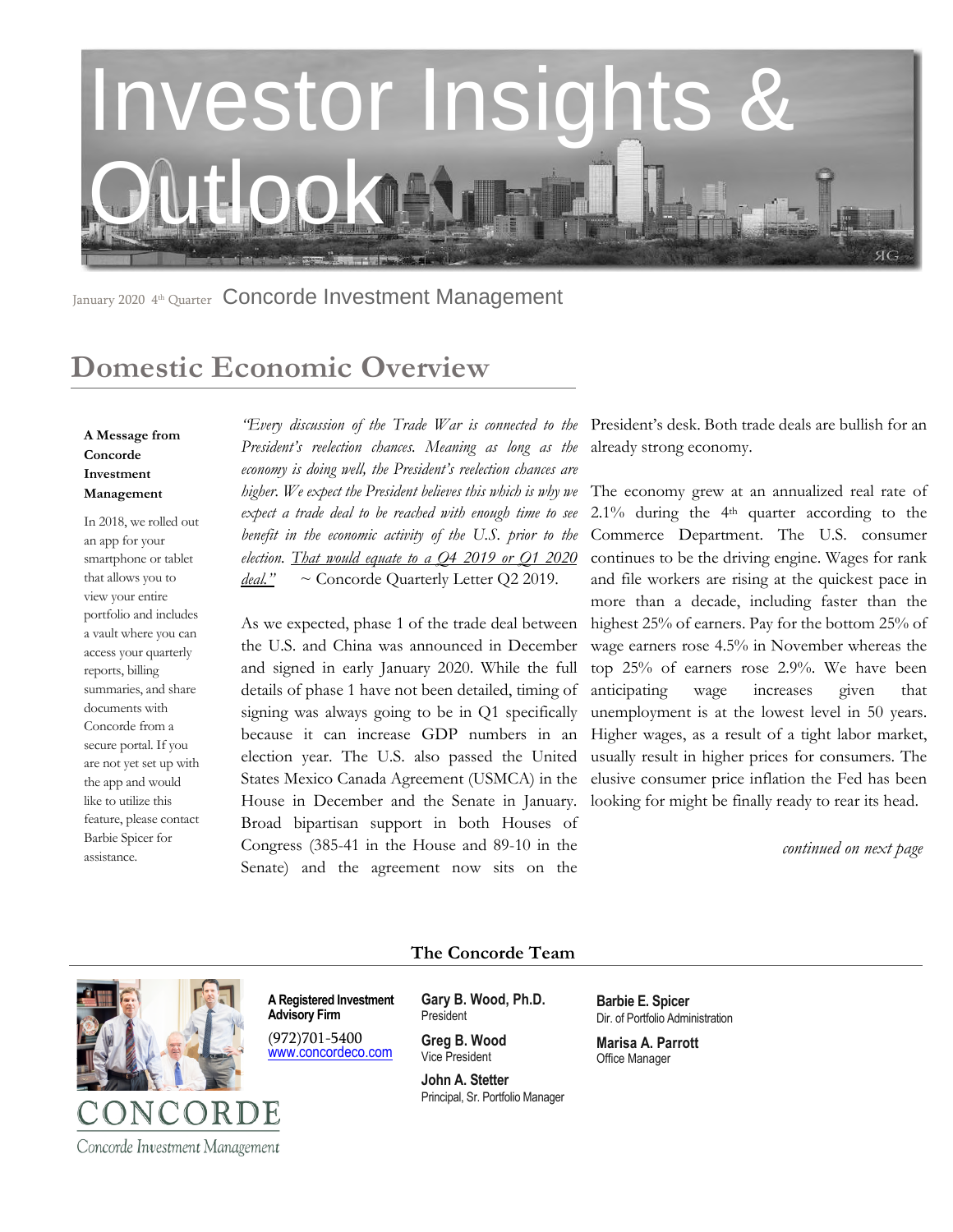# Investor Insights & Outlook

January 2020 4th Quarter Concorde Investment Management

## Domestic Economic Overview

**A Message from Concorde Investment Management**

In 2018, we rolled out an app for your smartphone or tablet that allows you to view your entire portfolio and includes a vault where you can access your quarterly reports, billing summaries, and share documents with Concorde from a secure portal. If you are not yet set up with the app and would like to utilize this feature, please contact Barbie Spicer for assistance.

*"Every discussion of the Trade War is connected to the President's reelection chances. Meaning as long as the economy is doing well, the President's reelection chances are higher. We expect the President believes this which is why we expect a trade deal to be reached with enough time to see benefit in the economic activity of the U.S. prior to the election. That would equate to a Q4 2019 or Q1 2020 deal."* ~ Concorde Quarterly Letter Q2 2019.

As we expected, phase 1 of the trade deal between the U.S. and China was announced in December and signed in early January 2020. While the full details of phase 1 have not been detailed, timing of signing was always going to be in Q1 specifically because it can increase GDP numbers in an election year. The U.S. also passed the United States Mexico Canada Agreement (USMCA) in the House in December and the Senate in January. Broad bipartisan support in both Houses of Congress (385-41 in the House and 89-10 in the Senate) and the agreement now sits on the President's desk. Both trade deals are bullish for an already strong economy.

The economy grew at an annualized real rate of 2.1% during the 4th quarter according to the Commerce Department. The U.S. consumer continues to be the driving engine. Wages for rank and file workers are rising at the quickest pace in more than a decade, including faster than the highest 25% of earners. Pay for the bottom 25% of wage earners rose 4.5% in November whereas the top 25% of earners rose 2.9%. We have been anticipating wage increases given that unemployment is at the lowest level in 50 years. Higher wages, as a result of a tight labor market, usually result in higher prices for consumers. The elusive consumer price inflation the Fed has been looking for might be finally ready to rear its head.

*continued on next page*

**The Concorde Team**

CONCORDE
Concorde Investment Management

**A Registered Investment Advisory Firm**
(972)701-5400
www.concordeco.com

**Gary B. Wood, Ph.D.**
President

**Greg B. Wood**
Vice President

**John A. Stetter**
Principal, Sr. Portfolio Manager

**Barbie E. Spicer**
Dir. of Portfolio Administration

**Marisa A. Parrott**
Office Manager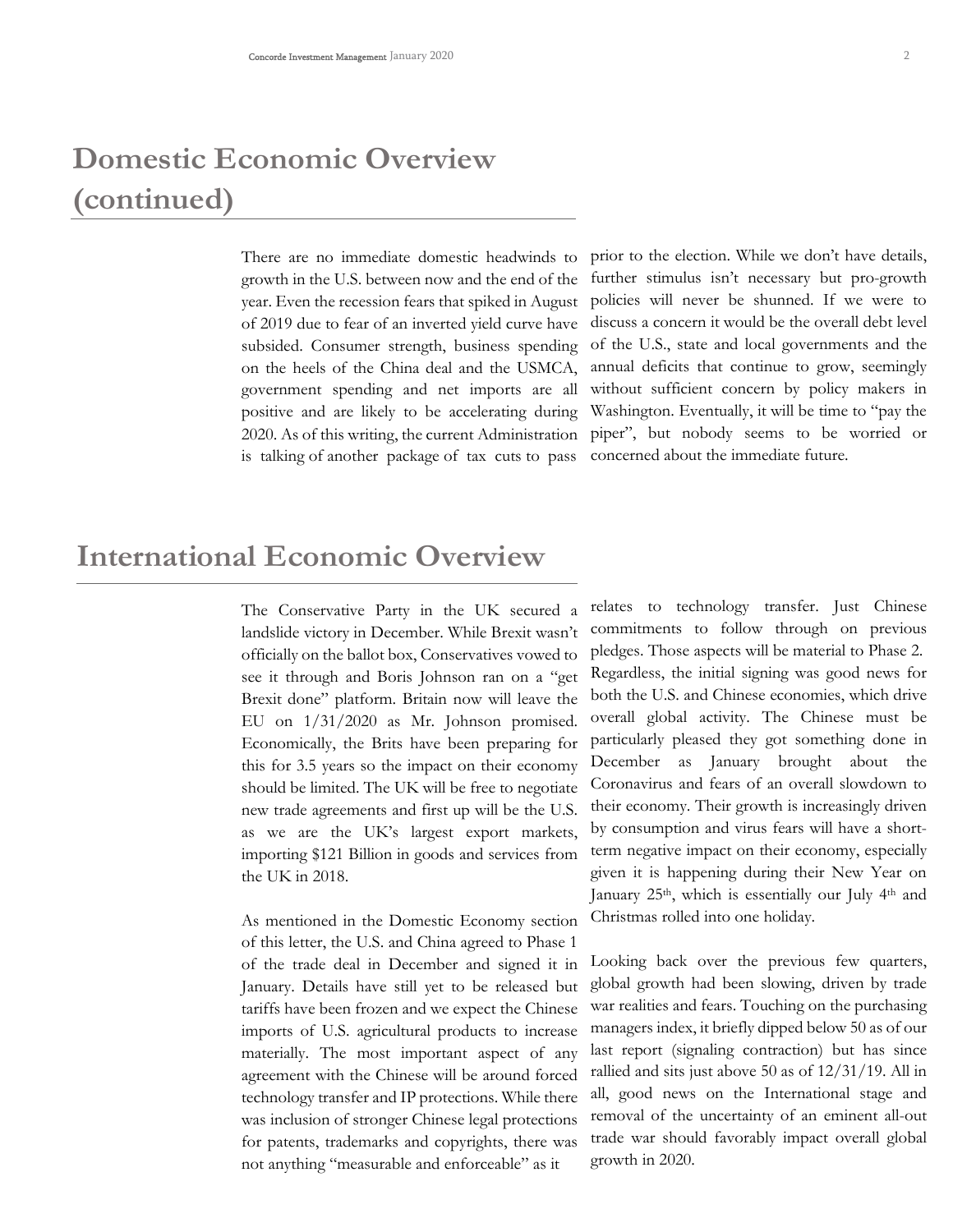# Domestic Economic Overview (continued)

There are no immediate domestic headwinds to growth in the U.S. between now and the end of the year. Even the recession fears that spiked in August of 2019 due to fear of an inverted yield curve have subsided. Consumer strength, business spending on the heels of the China deal and the USMCA, government spending and net imports are all positive and are likely to be accelerating during 2020. As of this writing, the current Administration is talking of another package of tax cuts to pass prior to the election. While we don't have details, further stimulus isn't necessary but pro-growth policies will never be shunned. If we were to discuss a concern it would be the overall debt level of the U.S., state and local governments and the annual deficits that continue to grow, seemingly without sufficient concern by policy makers in Washington. Eventually, it will be time to "pay the piper", but nobody seems to be worried or concerned about the immediate future.

# International Economic Overview

The Conservative Party in the UK secured a landslide victory in December. While Brexit wasn't officially on the ballot box, Conservatives vowed to see it through and Boris Johnson ran on a "get Brexit done" platform. Britain now will leave the EU on 1/31/2020 as Mr. Johnson promised. Economically, the Brits have been preparing for this for 3.5 years so the impact on their economy should be limited. The UK will be free to negotiate new trade agreements and first up will be the U.S. as we are the UK's largest export markets, importing $121 Billion in goods and services from the UK in 2018.

As mentioned in the Domestic Economy section of this letter, the U.S. and China agreed to Phase 1 of the trade deal in December and signed it in January. Details have still yet to be released but tariffs have been frozen and we expect the Chinese imports of U.S. agricultural products to increase materially. The most important aspect of any agreement with the Chinese will be around forced technology transfer and IP protections. While there was inclusion of stronger Chinese legal protections for patents, trademarks and copyrights, there was not anything "measurable and enforceable" as it relates to technology transfer. Just Chinese commitments to follow through on previous pledges. Those aspects will be material to Phase 2. Regardless, the initial signing was good news for both the U.S. and Chinese economies, which drive overall global activity. The Chinese must be particularly pleased they got something done in December as January brought about the Coronavirus and fears of an overall slowdown to their economy. Their growth is increasingly driven by consumption and virus fears will have a short-term negative impact on their economy, especially given it is happening during their New Year on January 25th, which is essentially our July 4th and Christmas rolled into one holiday.

Looking back over the previous few quarters, global growth had been slowing, driven by trade war realities and fears. Touching on the purchasing managers index, it briefly dipped below 50 as of our last report (signaling contraction) but has since rallied and sits just above 50 as of 12/31/19. All in all, good news on the International stage and removal of the uncertainty of an eminent all-out trade war should favorably impact overall global growth in 2020.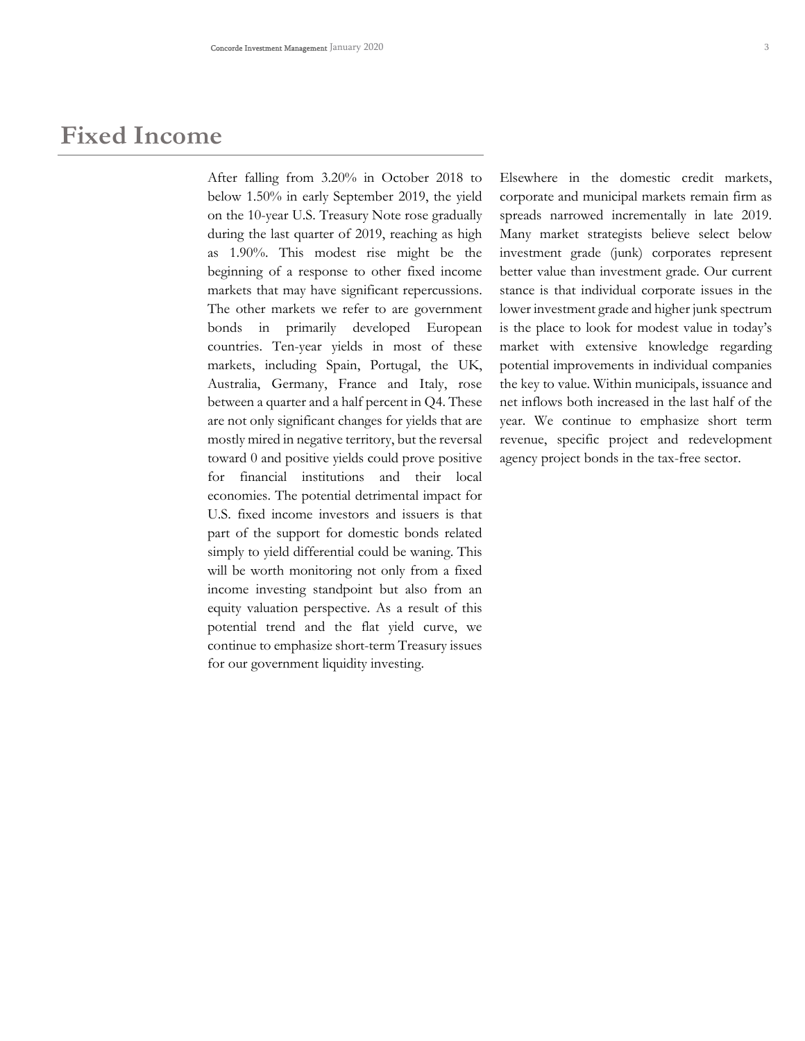# Fixed Income

After falling from 3.20% in October 2018 to below 1.50% in early September 2019, the yield on the 10-year U.S. Treasury Note rose gradually during the last quarter of 2019, reaching as high as 1.90%. This modest rise might be the beginning of a response to other fixed income markets that may have significant repercussions. The other markets we refer to are government bonds in primarily developed European countries. Ten-year yields in most of these markets, including Spain, Portugal, the UK, Australia, Germany, France and Italy, rose between a quarter and a half percent in Q4. These are not only significant changes for yields that are mostly mired in negative territory, but the reversal toward 0 and positive yields could prove positive for financial institutions and their local economies. The potential detrimental impact for U.S. fixed income investors and issuers is that part of the support for domestic bonds related simply to yield differential could be waning. This will be worth monitoring not only from a fixed income investing standpoint but also from an equity valuation perspective. As a result of this potential trend and the flat yield curve, we continue to emphasize short-term Treasury issues for our government liquidity investing.

Elsewhere in the domestic credit markets, corporate and municipal markets remain firm as spreads narrowed incrementally in late 2019. Many market strategists believe select below investment grade (junk) corporates represent better value than investment grade. Our current stance is that individual corporate issues in the lower investment grade and higher junk spectrum is the place to look for modest value in today's market with extensive knowledge regarding potential improvements in individual companies the key to value. Within municipals, issuance and net inflows both increased in the last half of the year. We continue to emphasize short term revenue, specific project and redevelopment agency project bonds in the tax-free sector.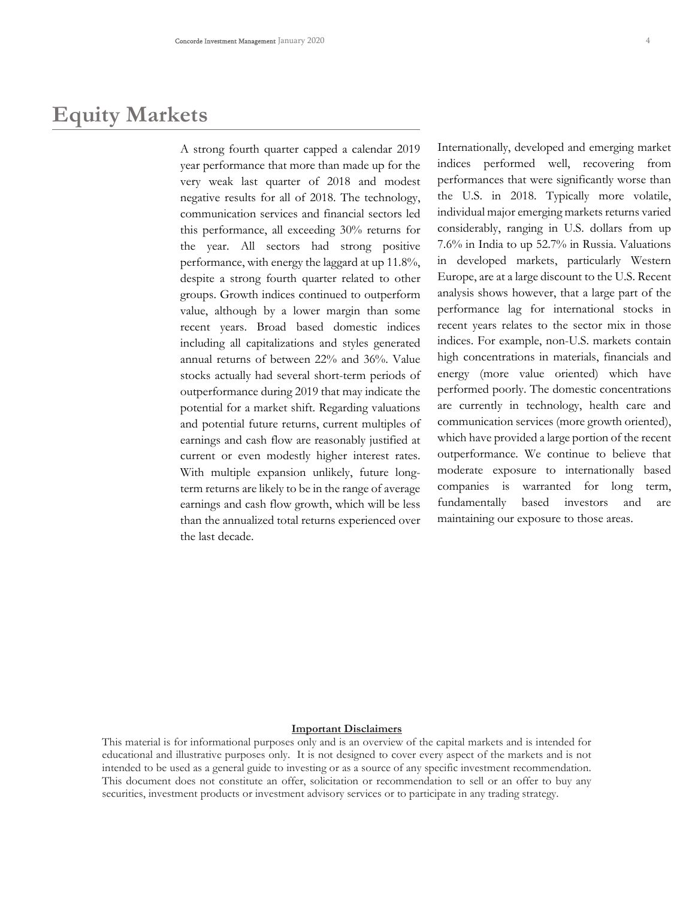# Equity Markets

A strong fourth quarter capped a calendar 2019 year performance that more than made up for the very weak last quarter of 2018 and modest negative results for all of 2018. The technology, communication services and financial sectors led this performance, all exceeding 30% returns for the year. All sectors had strong positive performance, with energy the laggard at up 11.8%, despite a strong fourth quarter related to other groups. Growth indices continued to outperform value, although by a lower margin than some recent years. Broad based domestic indices including all capitalizations and styles generated annual returns of between 22% and 36%. Value stocks actually had several short-term periods of outperformance during 2019 that may indicate the potential for a market shift. Regarding valuations and potential future returns, current multiples of earnings and cash flow are reasonably justified at current or even modestly higher interest rates. With multiple expansion unlikely, future long-term returns are likely to be in the range of average earnings and cash flow growth, which will be less than the annualized total returns experienced over the last decade.

Internationally, developed and emerging market indices performed well, recovering from performances that were significantly worse than the U.S. in 2018. Typically more volatile, individual major emerging markets returns varied considerably, ranging in U.S. dollars from up 7.6% in India to up 52.7% in Russia. Valuations in developed markets, particularly Western Europe, are at a large discount to the U.S. Recent analysis shows however, that a large part of the performance lag for international stocks in recent years relates to the sector mix in those indices. For example, non-U.S. markets contain high concentrations in materials, financials and energy (more value oriented) which have performed poorly. The domestic concentrations are currently in technology, health care and communication services (more growth oriented), which have provided a large portion of the recent outperformance. We continue to believe that moderate exposure to internationally based companies is warranted for long term, fundamentally based investors and are maintaining our exposure to those areas.

**Important Disclaimers**

This material is for informational purposes only and is an overview of the capital markets and is intended for educational and illustrative purposes only. It is not designed to cover every aspect of the markets and is not intended to be used as a general guide to investing or as a source of any specific investment recommendation. This document does not constitute an offer, solicitation or recommendation to sell or an offer to buy any securities, investment products or investment advisory services or to participate in any trading strategy.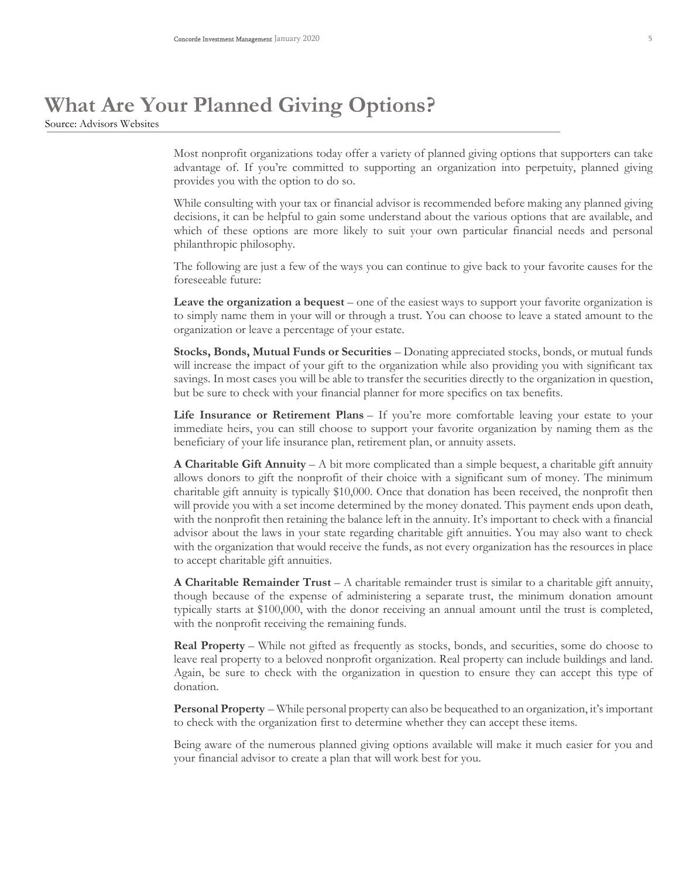# What Are Your Planned Giving Options?

Source: Advisors Websites

Most nonprofit organizations today offer a variety of planned giving options that supporters can take advantage of. If you're committed to supporting an organization into perpetuity, planned giving provides you with the option to do so.

While consulting with your tax or financial advisor is recommended before making any planned giving decisions, it can be helpful to gain some understand about the various options that are available, and which of these options are more likely to suit your own particular financial needs and personal philanthropic philosophy.

The following are just a few of the ways you can continue to give back to your favorite causes for the foreseeable future:

**Leave the organization a bequest** – one of the easiest ways to support your favorite organization is to simply name them in your will or through a trust. You can choose to leave a stated amount to the organization or leave a percentage of your estate.

**Stocks, Bonds, Mutual Funds or Securities** – Donating appreciated stocks, bonds, or mutual funds will increase the impact of your gift to the organization while also providing you with significant tax savings. In most cases you will be able to transfer the securities directly to the organization in question, but be sure to check with your financial planner for more specifics on tax benefits.

**Life Insurance or Retirement Plans** – If you're more comfortable leaving your estate to your immediate heirs, you can still choose to support your favorite organization by naming them as the beneficiary of your life insurance plan, retirement plan, or annuity assets.

**A Charitable Gift Annuity** – A bit more complicated than a simple bequest, a charitable gift annuity allows donors to gift the nonprofit of their choice with a significant sum of money. The minimum charitable gift annuity is typically $10,000. Once that donation has been received, the nonprofit then will provide you with a set income determined by the money donated. This payment ends upon death, with the nonprofit then retaining the balance left in the annuity. It's important to check with a financial advisor about the laws in your state regarding charitable gift annuities. You may also want to check with the organization that would receive the funds, as not every organization has the resources in place to accept charitable gift annuities.

**A Charitable Remainder Trust** – A charitable remainder trust is similar to a charitable gift annuity, though because of the expense of administering a separate trust, the minimum donation amount typically starts at $100,000, with the donor receiving an annual amount until the trust is completed, with the nonprofit receiving the remaining funds.

**Real Property** – While not gifted as frequently as stocks, bonds, and securities, some do choose to leave real property to a beloved nonprofit organization. Real property can include buildings and land. Again, be sure to check with the organization in question to ensure they can accept this type of donation.

**Personal Property** – While personal property can also be bequeathed to an organization, it's important to check with the organization first to determine whether they can accept these items.

Being aware of the numerous planned giving options available will make it much easier for you and your financial advisor to create a plan that will work best for you.